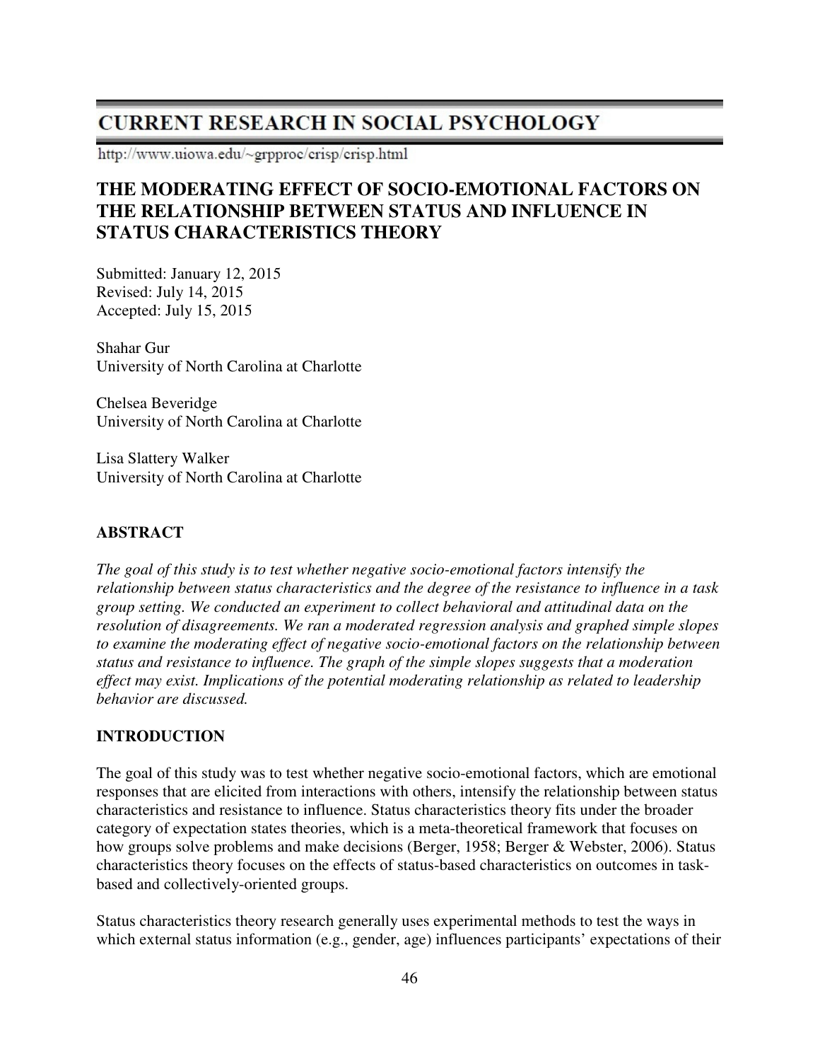# CURRENT RESEARCH IN SOCIAL PSYCHOLOGY

http://www.uiowa.edu/~grpproc/crisp/crisp.html

## THE MODERATING EFFECT OF SOCIO-EMOTIONAL FACTORS ON THE RELATIONSHIP BETWEEN STATUS AND INFLUENCE IN STATUS CHARACTERISTICS THEORY

Submitted: January 12, 2015
Revised: July 14, 2015
Accepted: July 15, 2015

Shahar Gur
University of North Carolina at Charlotte

Chelsea Beveridge
University of North Carolina at Charlotte

Lisa Slattery Walker
University of North Carolina at Charlotte

### ABSTRACT

*The goal of this study is to test whether negative socio-emotional factors intensify the relationship between status characteristics and the degree of the resistance to influence in a task group setting. We conducted an experiment to collect behavioral and attitudinal data on the resolution of disagreements. We ran a moderated regression analysis and graphed simple slopes to examine the moderating effect of negative socio-emotional factors on the relationship between status and resistance to influence. The graph of the simple slopes suggests that a moderation effect may exist. Implications of the potential moderating relationship as related to leadership behavior are discussed.*

### INTRODUCTION

The goal of this study was to test whether negative socio-emotional factors, which are emotional responses that are elicited from interactions with others, intensify the relationship between status characteristics and resistance to influence. Status characteristics theory fits under the broader category of expectation states theories, which is a meta-theoretical framework that focuses on how groups solve problems and make decisions (Berger, 1958; Berger & Webster, 2006). Status characteristics theory focuses on the effects of status-based characteristics on outcomes in task-based and collectively-oriented groups.

Status characteristics theory research generally uses experimental methods to test the ways in which external status information (e.g., gender, age) influences participants' expectations of their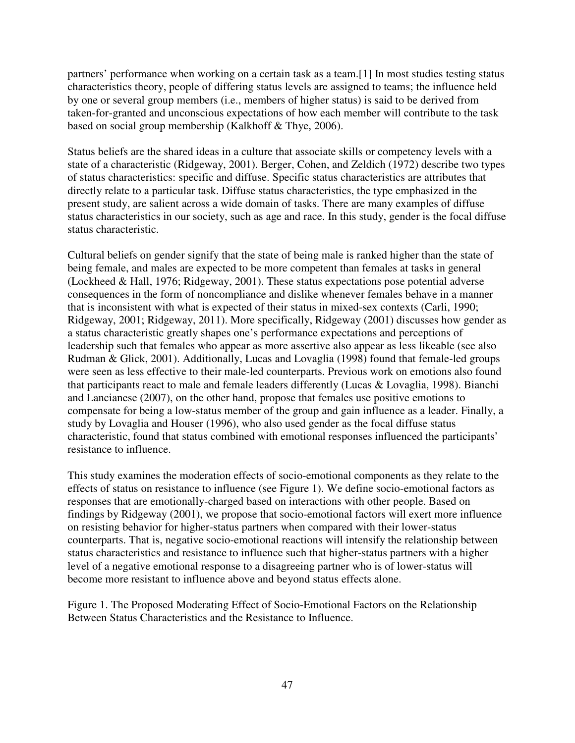partners' performance when working on a certain task as a team.[1] In most studies testing status characteristics theory, people of differing status levels are assigned to teams; the influence held by one or several group members (i.e., members of higher status) is said to be derived from taken-for-granted and unconscious expectations of how each member will contribute to the task based on social group membership (Kalkhoff & Thye, 2006).

Status beliefs are the shared ideas in a culture that associate skills or competency levels with a state of a characteristic (Ridgeway, 2001). Berger, Cohen, and Zeldich (1972) describe two types of status characteristics: specific and diffuse. Specific status characteristics are attributes that directly relate to a particular task. Diffuse status characteristics, the type emphasized in the present study, are salient across a wide domain of tasks. There are many examples of diffuse status characteristics in our society, such as age and race. In this study, gender is the focal diffuse status characteristic.

Cultural beliefs on gender signify that the state of being male is ranked higher than the state of being female, and males are expected to be more competent than females at tasks in general (Lockheed & Hall, 1976; Ridgeway, 2001). These status expectations pose potential adverse consequences in the form of noncompliance and dislike whenever females behave in a manner that is inconsistent with what is expected of their status in mixed-sex contexts (Carli, 1990; Ridgeway, 2001; Ridgeway, 2011). More specifically, Ridgeway (2001) discusses how gender as a status characteristic greatly shapes one's performance expectations and perceptions of leadership such that females who appear as more assertive also appear as less likeable (see also Rudman & Glick, 2001). Additionally, Lucas and Lovaglia (1998) found that female-led groups were seen as less effective to their male-led counterparts. Previous work on emotions also found that participants react to male and female leaders differently (Lucas & Lovaglia, 1998). Bianchi and Lancianese (2007), on the other hand, propose that females use positive emotions to compensate for being a low-status member of the group and gain influence as a leader. Finally, a study by Lovaglia and Houser (1996), who also used gender as the focal diffuse status characteristic, found that status combined with emotional responses influenced the participants' resistance to influence.

This study examines the moderation effects of socio-emotional components as they relate to the effects of status on resistance to influence (see Figure 1). We define socio-emotional factors as responses that are emotionally-charged based on interactions with other people. Based on findings by Ridgeway (2001), we propose that socio-emotional factors will exert more influence on resisting behavior for higher-status partners when compared with their lower-status counterparts. That is, negative socio-emotional reactions will intensify the relationship between status characteristics and resistance to influence such that higher-status partners with a higher level of a negative emotional response to a disagreeing partner who is of lower-status will become more resistant to influence above and beyond status effects alone.

Figure 1. The Proposed Moderating Effect of Socio-Emotional Factors on the Relationship Between Status Characteristics and the Resistance to Influence.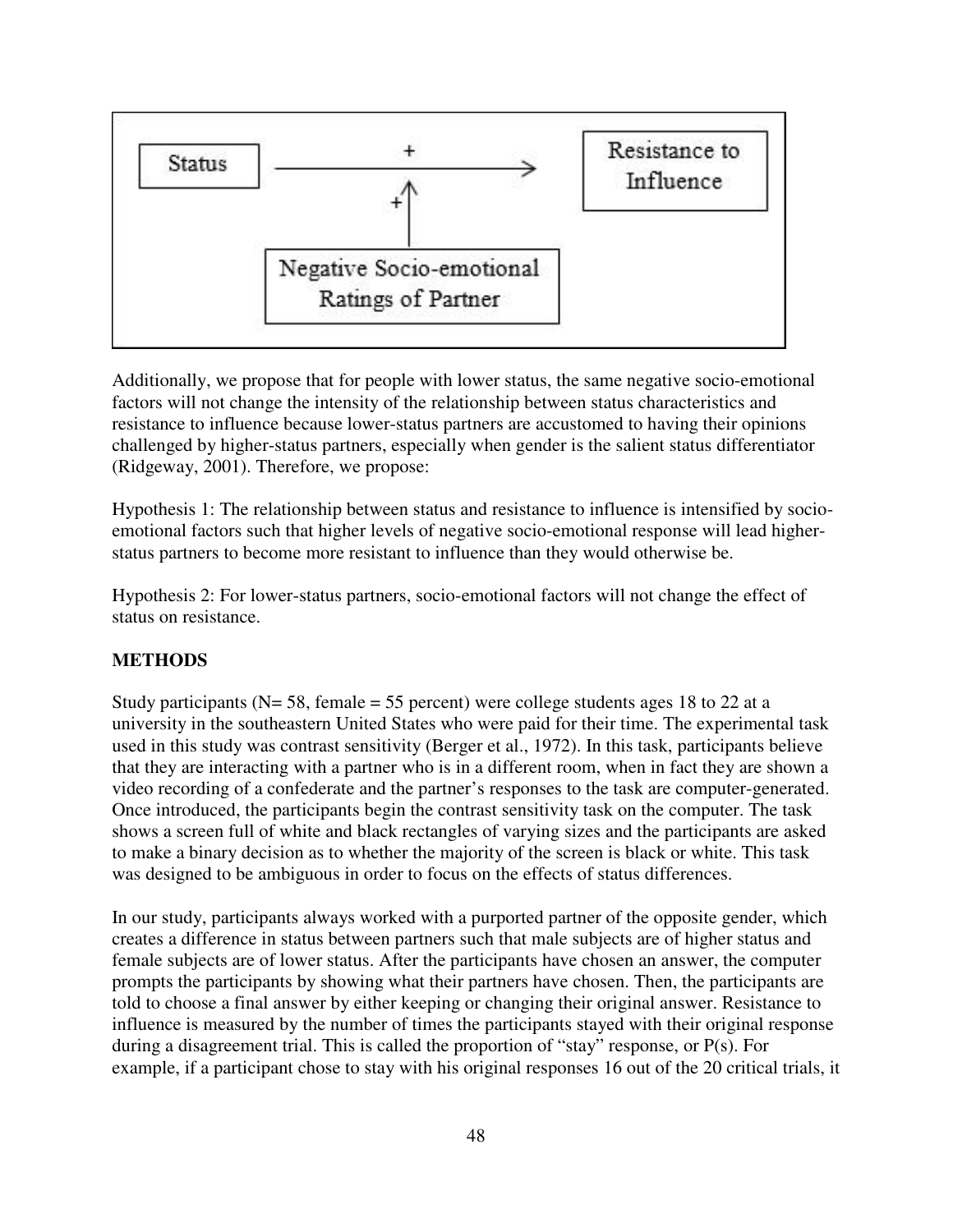Status → (+) → Resistance to Influence

(+) ↑

Negative Socio-emotional Ratings of Partner

Additionally, we propose that for people with lower status, the same negative socio-emotional factors will not change the intensity of the relationship between status characteristics and resistance to influence because lower-status partners are accustomed to having their opinions challenged by higher-status partners, especially when gender is the salient status differentiator (Ridgeway, 2001). Therefore, we propose:

Hypothesis 1: The relationship between status and resistance to influence is intensified by socio-emotional factors such that higher levels of negative socio-emotional response will lead higher-status partners to become more resistant to influence than they would otherwise be.

Hypothesis 2: For lower-status partners, socio-emotional factors will not change the effect of status on resistance.

## METHODS

Study participants (N= 58, female = 55 percent) were college students ages 18 to 22 at a university in the southeastern United States who were paid for their time. The experimental task used in this study was contrast sensitivity (Berger et al., 1972). In this task, participants believe that they are interacting with a partner who is in a different room, when in fact they are shown a video recording of a confederate and the partner's responses to the task are computer-generated. Once introduced, the participants begin the contrast sensitivity task on the computer. The task shows a screen full of white and black rectangles of varying sizes and the participants are asked to make a binary decision as to whether the majority of the screen is black or white. This task was designed to be ambiguous in order to focus on the effects of status differences.

In our study, participants always worked with a purported partner of the opposite gender, which creates a difference in status between partners such that male subjects are of higher status and female subjects are of lower status. After the participants have chosen an answer, the computer prompts the participants by showing what their partners have chosen. Then, the participants are told to choose a final answer by either keeping or changing their original answer. Resistance to influence is measured by the number of times the participants stayed with their original response during a disagreement trial. This is called the proportion of "stay" response, or P(s). For example, if a participant chose to stay with his original responses 16 out of the 20 critical trials, it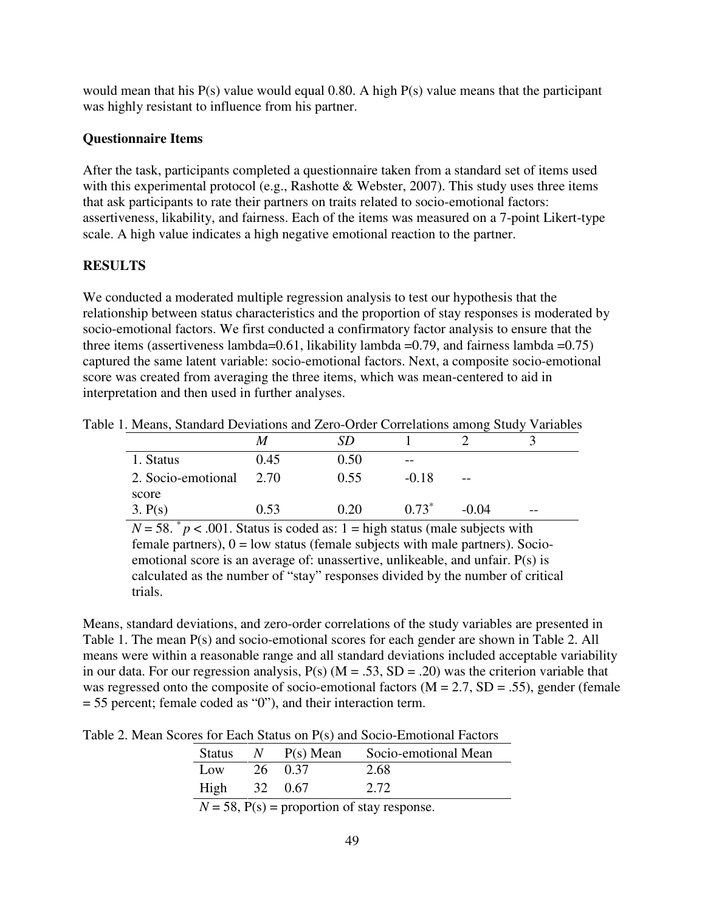would mean that his P(s) value would equal 0.80. A high P(s) value means that the participant was highly resistant to influence from his partner.

**Questionnaire Items**

After the task, participants completed a questionnaire taken from a standard set of items used with this experimental protocol (e.g., Rashotte & Webster, 2007). This study uses three items that ask participants to rate their partners on traits related to socio-emotional factors: assertiveness, likability, and fairness. Each of the items was measured on a 7-point Likert-type scale. A high value indicates a high negative emotional reaction to the partner.

**RESULTS**

We conducted a moderated multiple regression analysis to test our hypothesis that the relationship between status characteristics and the proportion of stay responses is moderated by socio-emotional factors. We first conducted a confirmatory factor analysis to ensure that the three items (assertiveness lambda=0.61, likability lambda =0.79, and fairness lambda =0.75) captured the same latent variable: socio-emotional factors. Next, a composite socio-emotional score was created from averaging the three items, which was mean-centered to aid in interpretation and then used in further analyses.

Table 1. Means, Standard Deviations and Zero-Order Correlations among Study Variables

| | *M* | *SD* | 1 | 2 | 3 |
|---|---|---|---|---|---|
| 1. Status | 0.45 | 0.50 | -- | | |
| 2. Socio-emotional score | 2.70 | 0.55 | -0.18 | -- | |
| 3. P(s) | 0.53 | 0.20 | $0.73^{*}$ | -0.04 | -- |

$N = 58$. $^{*}p < .001$. Status is coded as: 1 = high status (male subjects with female partners), 0 = low status (female subjects with male partners). Socio-emotional score is an average of: unassertive, unlikeable, and unfair. P(s) is calculated as the number of "stay" responses divided by the number of critical trials.

Means, standard deviations, and zero-order correlations of the study variables are presented in Table 1. The mean P(s) and socio-emotional scores for each gender are shown in Table 2. All means were within a reasonable range and all standard deviations included acceptable variability in our data. For our regression analysis, P(s) (M = .53, SD = .20) was the criterion variable that was regressed onto the composite of socio-emotional factors (M = 2.7, SD = .55), gender (female = 55 percent; female coded as "0"), and their interaction term.

Table 2. Mean Scores for Each Status on P(s) and Socio-Emotional Factors

| Status | *N* | P(s) Mean | Socio-emotional Mean |
|---|---|---|---|
| Low | 26 | 0.37 | 2.68 |
| High | 32 | 0.67 | 2.72 |

$N = 58$, P(s) = proportion of stay response.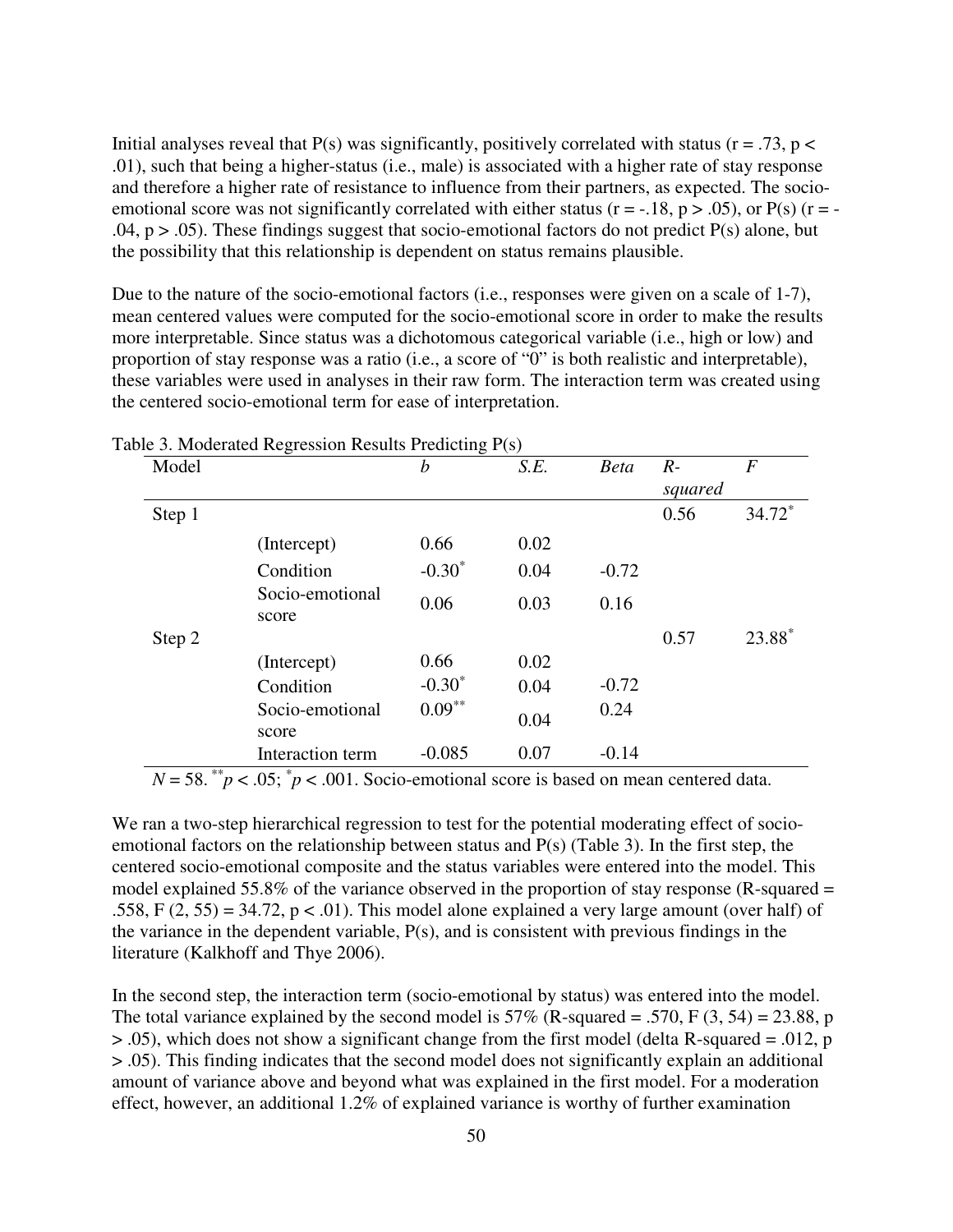Initial analyses reveal that P(s) was significantly, positively correlated with status ($r = .73$, $p < .01$), such that being a higher-status (i.e., male) is associated with a higher rate of stay response and therefore a higher rate of resistance to influence from their partners, as expected. The socio-emotional score was not significantly correlated with either status ($r = -.18$, $p > .05$), or P(s) ($r = -.04$, $p > .05$). These findings suggest that socio-emotional factors do not predict P(s) alone, but the possibility that this relationship is dependent on status remains plausible.

Due to the nature of the socio-emotional factors (i.e., responses were given on a scale of 1-7), mean centered values were computed for the socio-emotional score in order to make the results more interpretable. Since status was a dichotomous categorical variable (i.e., high or low) and proportion of stay response was a ratio (i.e., a score of "0" is both realistic and interpretable), these variables were used in analyses in their raw form. The interaction term was created using the centered socio-emotional term for ease of interpretation.

Table 3. Moderated Regression Results Predicting P(s)

| Model | | *b* | *S.E.* | *Beta* | *R-squared* | *F* |
|---|---|---|---|---|---|---|
| Step 1 | | | | | 0.56 | $34.72^{*}$ |
| | (Intercept) | 0.66 | 0.02 | | | |
| | Condition | $-0.30^{*}$ | 0.04 | -0.72 | | |
| | Socio-emotional score | 0.06 | 0.03 | 0.16 | | |
| Step 2 | | | | | 0.57 | $23.88^{*}$ |
| | (Intercept) | 0.66 | 0.02 | | | |
| | Condition | $-0.30^{*}$ | 0.04 | -0.72 | | |
| | Socio-emotional score | $0.09^{**}$ | 0.04 | 0.24 | | |
| | Interaction term | -0.085 | 0.07 | -0.14 | | |

$N = 58$. $^{**}p < .05$; $^{*}p < .001$. Socio-emotional score is based on mean centered data.

We ran a two-step hierarchical regression to test for the potential moderating effect of socio-emotional factors on the relationship between status and P(s) (Table 3). In the first step, the centered socio-emotional composite and the status variables were entered into the model. This model explained 55.8% of the variance observed in the proportion of stay response ($R$-squared = .558, $F(2, 55) = 34.72$, $p < .01$). This model alone explained a very large amount (over half) of the variance in the dependent variable, P(s), and is consistent with previous findings in the literature (Kalkhoff and Thye 2006).

In the second step, the interaction term (socio-emotional by status) was entered into the model. The total variance explained by the second model is 57% ($R$-squared = .570, $F(3, 54) = 23.88$, $p > .05$), which does not show a significant change from the first model (delta $R$-squared = .012, $p > .05$). This finding indicates that the second model does not significantly explain an additional amount of variance above and beyond what was explained in the first model. For a moderation effect, however, an additional 1.2% of explained variance is worthy of further examination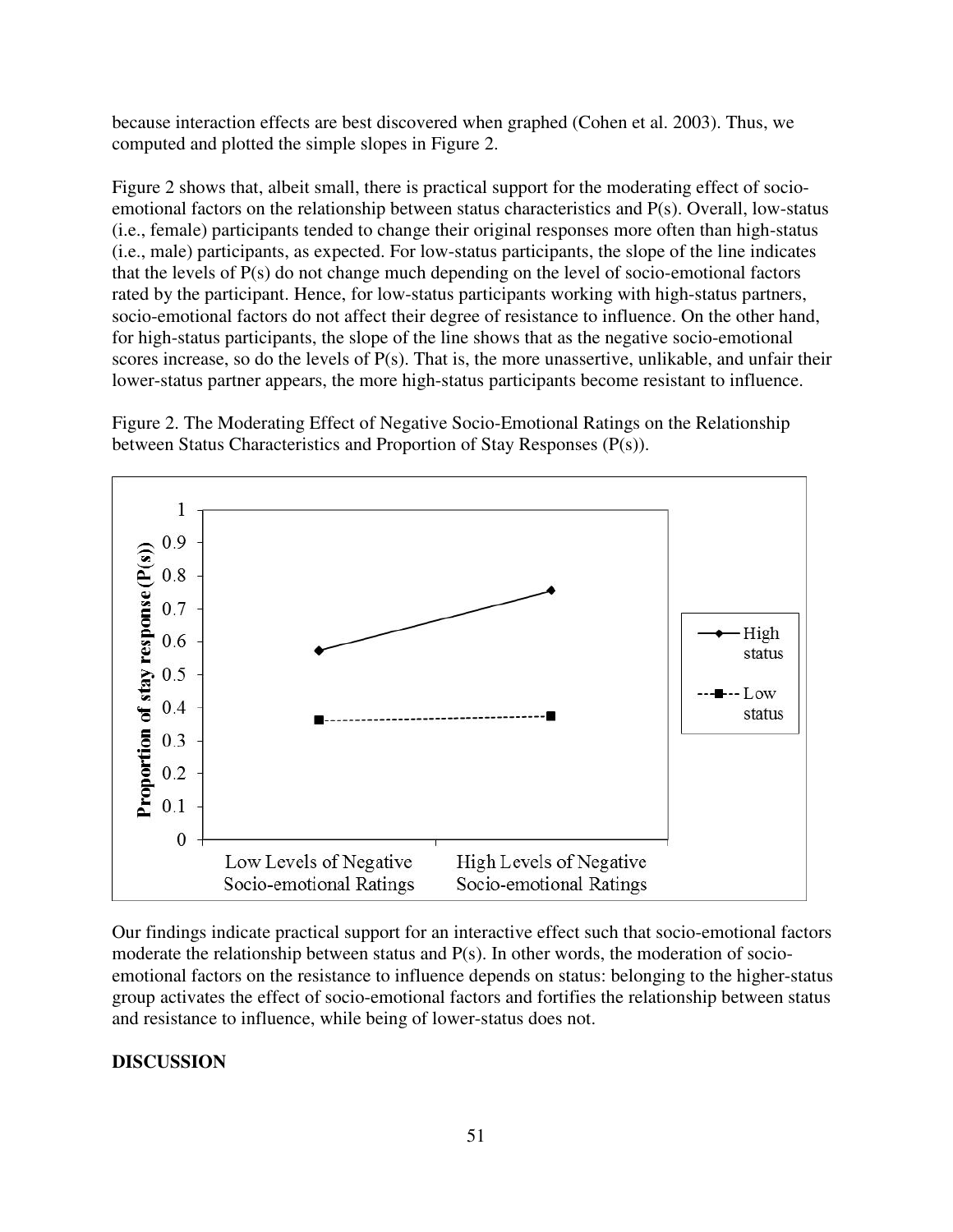because interaction effects are best discovered when graphed (Cohen et al. 2003). Thus, we computed and plotted the simple slopes in Figure 2.

Figure 2 shows that, albeit small, there is practical support for the moderating effect of socio-emotional factors on the relationship between status characteristics and P(s). Overall, low-status (i.e., female) participants tended to change their original responses more often than high-status (i.e., male) participants, as expected. For low-status participants, the slope of the line indicates that the levels of P(s) do not change much depending on the level of socio-emotional factors rated by the participant. Hence, for low-status participants working with high-status partners, socio-emotional factors do not affect their degree of resistance to influence. On the other hand, for high-status participants, the slope of the line shows that as the negative socio-emotional scores increase, so do the levels of P(s). That is, the more unassertive, unlikable, and unfair their lower-status partner appears, the more high-status participants become resistant to influence.

Figure 2. The Moderating Effect of Negative Socio-Emotional Ratings on the Relationship between Status Characteristics and Proportion of Stay Responses (P(s)).

Our findings indicate practical support for an interactive effect such that socio-emotional factors moderate the relationship between status and P(s). In other words, the moderation of socio-emotional factors on the resistance to influence depends on status: belonging to the higher-status group activates the effect of socio-emotional factors and fortifies the relationship between status and resistance to influence, while being of lower-status does not.

## DISCUSSION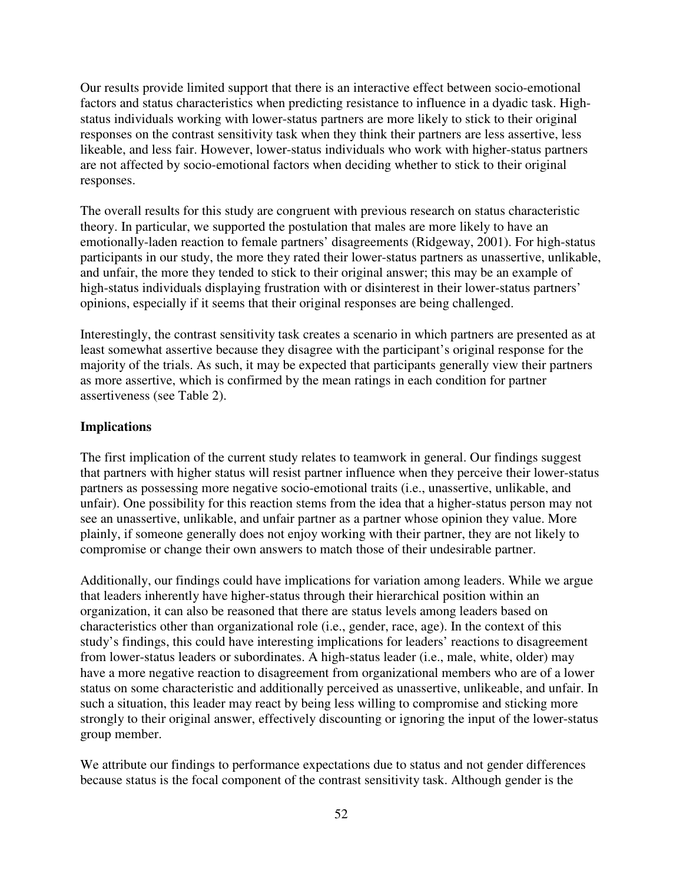Our results provide limited support that there is an interactive effect between socio-emotional factors and status characteristics when predicting resistance to influence in a dyadic task. High-status individuals working with lower-status partners are more likely to stick to their original responses on the contrast sensitivity task when they think their partners are less assertive, less likeable, and less fair. However, lower-status individuals who work with higher-status partners are not affected by socio-emotional factors when deciding whether to stick to their original responses.

The overall results for this study are congruent with previous research on status characteristic theory. In particular, we supported the postulation that males are more likely to have an emotionally-laden reaction to female partners' disagreements (Ridgeway, 2001). For high-status participants in our study, the more they rated their lower-status partners as unassertive, unlikable, and unfair, the more they tended to stick to their original answer; this may be an example of high-status individuals displaying frustration with or disinterest in their lower-status partners' opinions, especially if it seems that their original responses are being challenged.

Interestingly, the contrast sensitivity task creates a scenario in which partners are presented as at least somewhat assertive because they disagree with the participant's original response for the majority of the trials. As such, it may be expected that participants generally view their partners as more assertive, which is confirmed by the mean ratings in each condition for partner assertiveness (see Table 2).

**Implications**

The first implication of the current study relates to teamwork in general. Our findings suggest that partners with higher status will resist partner influence when they perceive their lower-status partners as possessing more negative socio-emotional traits (i.e., unassertive, unlikable, and unfair). One possibility for this reaction stems from the idea that a higher-status person may not see an unassertive, unlikable, and unfair partner as a partner whose opinion they value. More plainly, if someone generally does not enjoy working with their partner, they are not likely to compromise or change their own answers to match those of their undesirable partner.

Additionally, our findings could have implications for variation among leaders. While we argue that leaders inherently have higher-status through their hierarchical position within an organization, it can also be reasoned that there are status levels among leaders based on characteristics other than organizational role (i.e., gender, race, age). In the context of this study's findings, this could have interesting implications for leaders' reactions to disagreement from lower-status leaders or subordinates. A high-status leader (i.e., male, white, older) may have a more negative reaction to disagreement from organizational members who are of a lower status on some characteristic and additionally perceived as unassertive, unlikeable, and unfair. In such a situation, this leader may react by being less willing to compromise and sticking more strongly to their original answer, effectively discounting or ignoring the input of the lower-status group member.

We attribute our findings to performance expectations due to status and not gender differences because status is the focal component of the contrast sensitivity task. Although gender is the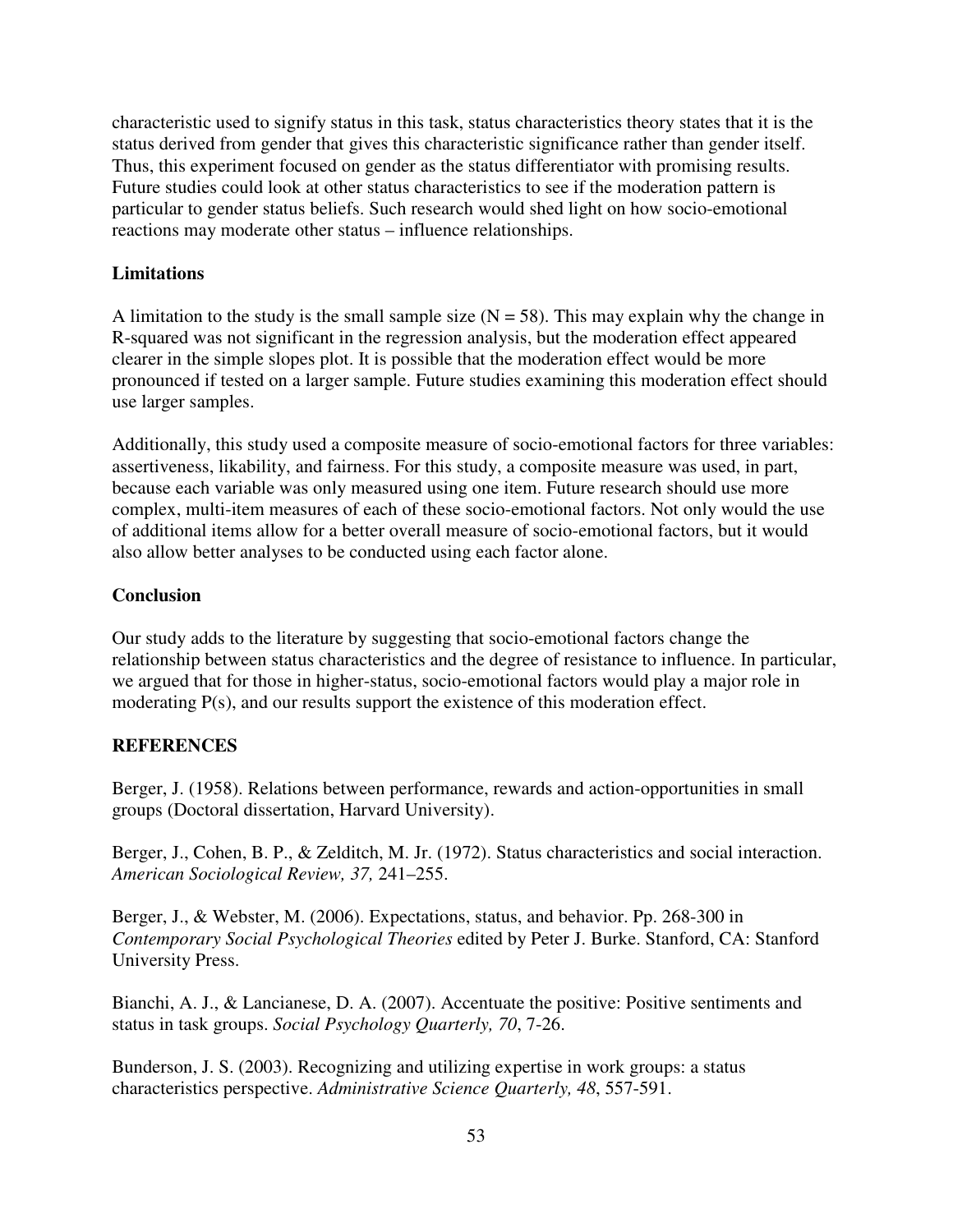characteristic used to signify status in this task, status characteristics theory states that it is the status derived from gender that gives this characteristic significance rather than gender itself. Thus, this experiment focused on gender as the status differentiator with promising results. Future studies could look at other status characteristics to see if the moderation pattern is particular to gender status beliefs. Such research would shed light on how socio-emotional reactions may moderate other status – influence relationships.

### Limitations

A limitation to the study is the small sample size ($N = 58$). This may explain why the change in R-squared was not significant in the regression analysis, but the moderation effect appeared clearer in the simple slopes plot. It is possible that the moderation effect would be more pronounced if tested on a larger sample. Future studies examining this moderation effect should use larger samples.

Additionally, this study used a composite measure of socio-emotional factors for three variables: assertiveness, likability, and fairness. For this study, a composite measure was used, in part, because each variable was only measured using one item. Future research should use more complex, multi-item measures of each of these socio-emotional factors. Not only would the use of additional items allow for a better overall measure of socio-emotional factors, but it would also allow better analyses to be conducted using each factor alone.

### Conclusion

Our study adds to the literature by suggesting that socio-emotional factors change the relationship between status characteristics and the degree of resistance to influence. In particular, we argued that for those in higher-status, socio-emotional factors would play a major role in moderating $P(s)$, and our results support the existence of this moderation effect.

## REFERENCES

Berger, J. (1958). Relations between performance, rewards and action-opportunities in small groups (Doctoral dissertation, Harvard University).

Berger, J., Cohen, B. P., & Zelditch, M. Jr. (1972). Status characteristics and social interaction. *American Sociological Review, 37,* 241–255.

Berger, J., & Webster, M. (2006). Expectations, status, and behavior. Pp. 268-300 in *Contemporary Social Psychological Theories* edited by Peter J. Burke. Stanford, CA: Stanford University Press.

Bianchi, A. J., & Lancianese, D. A. (2007). Accentuate the positive: Positive sentiments and status in task groups. *Social Psychology Quarterly, 70*, 7-26.

Bunderson, J. S. (2003). Recognizing and utilizing expertise in work groups: a status characteristics perspective. *Administrative Science Quarterly, 48*, 557-591.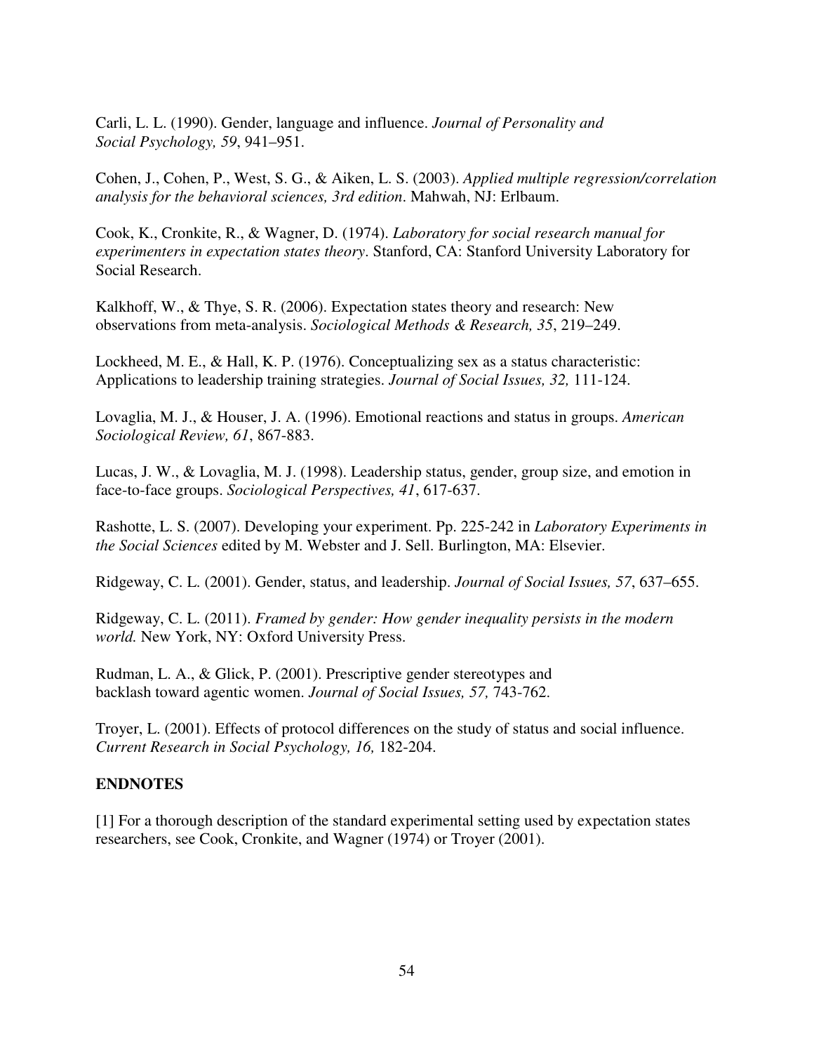Carli, L. L. (1990). Gender, language and influence. *Journal of Personality and Social Psychology, 59*, 941–951.

Cohen, J., Cohen, P., West, S. G., & Aiken, L. S. (2003). *Applied multiple regression/correlation analysis for the behavioral sciences, 3rd edition*. Mahwah, NJ: Erlbaum.

Cook, K., Cronkite, R., & Wagner, D. (1974). *Laboratory for social research manual for experimenters in expectation states theory*. Stanford, CA: Stanford University Laboratory for Social Research.

Kalkhoff, W., & Thye, S. R. (2006). Expectation states theory and research: New observations from meta-analysis. *Sociological Methods & Research, 35*, 219–249.

Lockheed, M. E., & Hall, K. P. (1976). Conceptualizing sex as a status characteristic: Applications to leadership training strategies. *Journal of Social Issues, 32,* 111-124.

Lovaglia, M. J., & Houser, J. A. (1996). Emotional reactions and status in groups. *American Sociological Review, 61*, 867-883.

Lucas, J. W., & Lovaglia, M. J. (1998). Leadership status, gender, group size, and emotion in face-to-face groups. *Sociological Perspectives, 41*, 617-637.

Rashotte, L. S. (2007). Developing your experiment. Pp. 225-242 in *Laboratory Experiments in the Social Sciences* edited by M. Webster and J. Sell. Burlington, MA: Elsevier.

Ridgeway, C. L. (2001). Gender, status, and leadership. *Journal of Social Issues, 57*, 637–655.

Ridgeway, C. L. (2011). *Framed by gender: How gender inequality persists in the modern world.* New York, NY: Oxford University Press.

Rudman, L. A., & Glick, P. (2001). Prescriptive gender stereotypes and backlash toward agentic women. *Journal of Social Issues, 57,* 743-762.

Troyer, L. (2001). Effects of protocol differences on the study of status and social influence. *Current Research in Social Psychology, 16,* 182-204.

**ENDNOTES**

[1] For a thorough description of the standard experimental setting used by expectation states researchers, see Cook, Cronkite, and Wagner (1974) or Troyer (2001).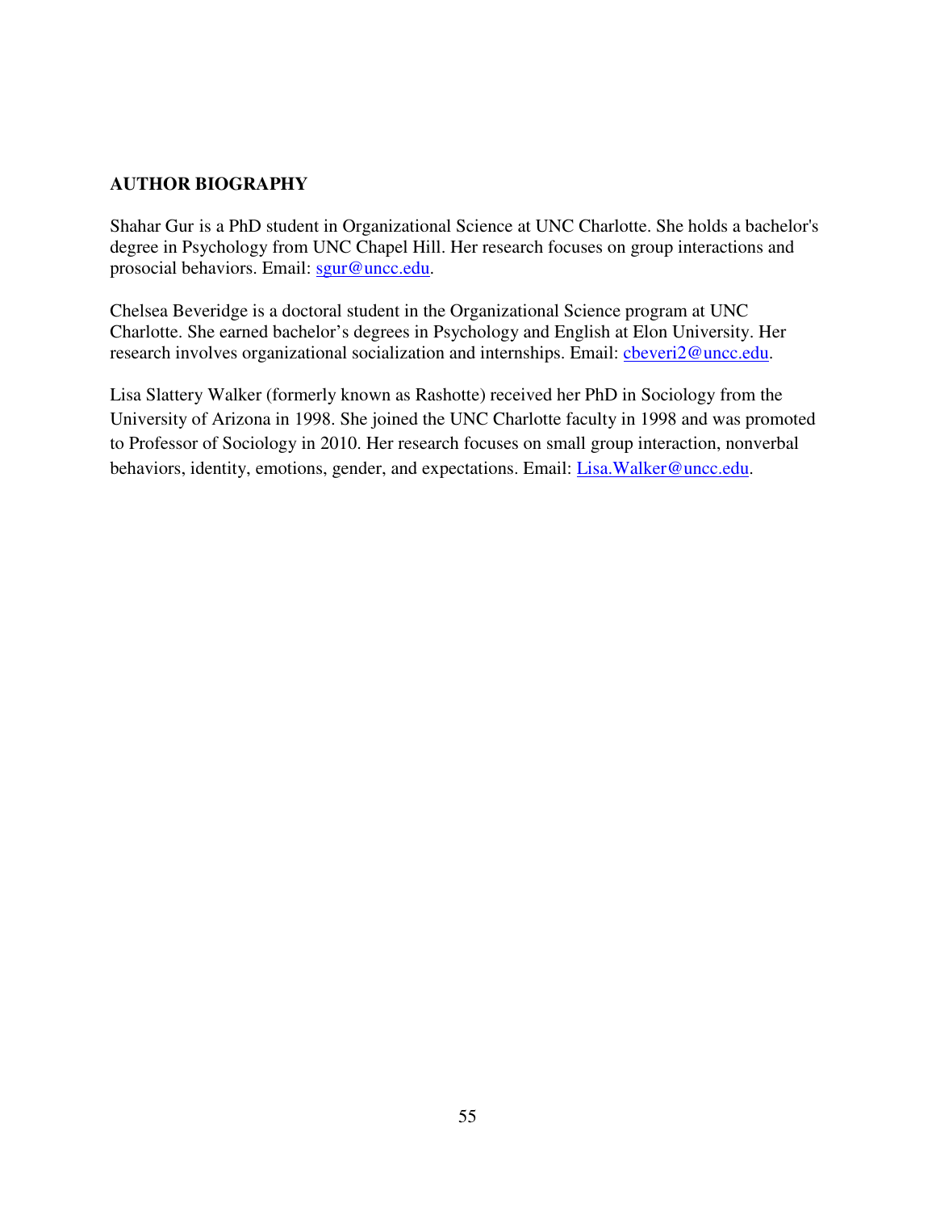## AUTHOR BIOGRAPHY

Shahar Gur is a PhD student in Organizational Science at UNC Charlotte. She holds a bachelor's degree in Psychology from UNC Chapel Hill. Her research focuses on group interactions and prosocial behaviors. Email: sgur@uncc.edu.

Chelsea Beveridge is a doctoral student in the Organizational Science program at UNC Charlotte. She earned bachelor’s degrees in Psychology and English at Elon University. Her research involves organizational socialization and internships. Email: cbeveri2@uncc.edu.

Lisa Slattery Walker (formerly known as Rashotte) received her PhD in Sociology from the University of Arizona in 1998. She joined the UNC Charlotte faculty in 1998 and was promoted to Professor of Sociology in 2010. Her research focuses on small group interaction, nonverbal behaviors, identity, emotions, gender, and expectations. Email: Lisa.Walker@uncc.edu.